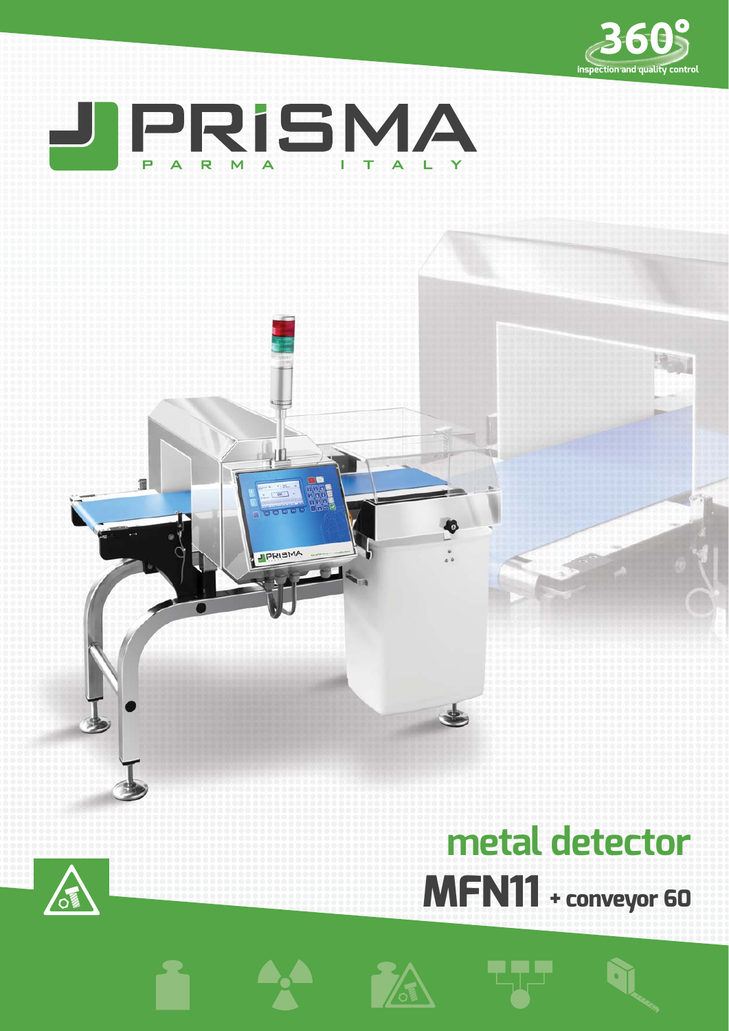360° inspection and quality control

# PRISMA

PARMA ITALY

## metal detector

## MFN11 + conveyor 60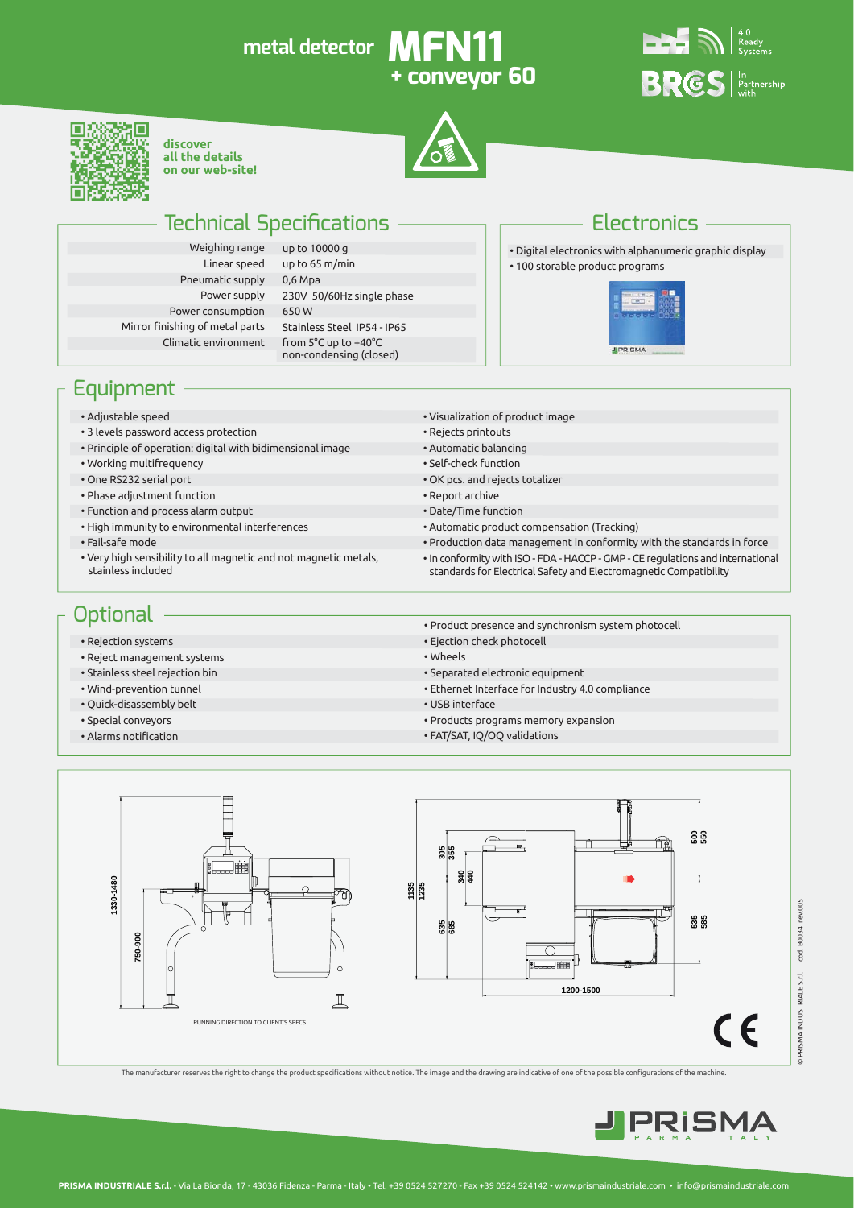# metal detector MFN11 + conveyor 60

4.0 Ready Systems

BRCGS In Partnership with

discover all the details on our web-site!

## Technical Specifications

| | |
|---|---|
| Weighing range | up to 10000 g |
| Linear speed | up to 65 m/min |
| Pneumatic supply | 0,6 Mpa |
| Power supply | 230V 50/60Hz single phase |
| Power consumption | 650 W |
| Mirror finishing of metal parts | Stainless Steel IP54 - IP65 |
| Climatic environment | from 5°C up to +40°C non-condensing (closed) |

## Electronics

- Digital electronics with alphanumeric graphic display
- 100 storable product programs

## Equipment

- Adjustable speed
- 3 levels password access protection
- Principle of operation: digital with bidimensional image
- Working multifrequency
- One RS232 serial port
- Phase adjustment function
- Function and process alarm output
- High immunity to environmental interferences
- Fail-safe mode
- Very high sensibility to all magnetic and not magnetic metals, stainless included
- Visualization of product image
- Rejects printouts
- Automatic balancing
- Self-check function
- OK pcs. and rejects totalizer
- Report archive
- Date/Time function
- Automatic product compensation (Tracking)
- Production data management in conformity with the standards in force
- In conformity with ISO - FDA - HACCP - GMP - CE regulations and international standards for Electrical Safety and Electromagnetic Compatibility

## Optional

- Rejection systems
- Reject management systems
- Stainless steel rejection bin
- Wind-prevention tunnel
- Quick-disassembly belt
- Special conveyors
- Alarms notification
- Product presence and synchronism system photocell
- Ejection check photocell
- Wheels
- Separated electronic equipment
- Ethernet Interface for Industry 4.0 compliance
- USB interface
- Products programs memory expansion
- FAT/SAT, IQ/OQ validations

1330-1480

750-900

RUNNING DIRECTION TO CLIENT'S SPECS

1135
1235

305
355

340
440

635
685

500
550

535
585

1200-1500

CE

© PRISMA INDUSTRIALE S.r.l. cod. B0034 rev.005

The manufacturer reserves the right to change the product specifications without notice. The image and the drawing are indicative of one of the possible configurations of the machine.

PRISMA PARMA ITALY

**PRISMA INDUSTRIALE S.r.l.** - Via La Bionda, 17 - 43036 Fidenza - Parma - Italy • Tel. +39 0524 527270 - Fax +39 0524 524142 • www.prismaindustriale.com • info@prismaindustriale.com